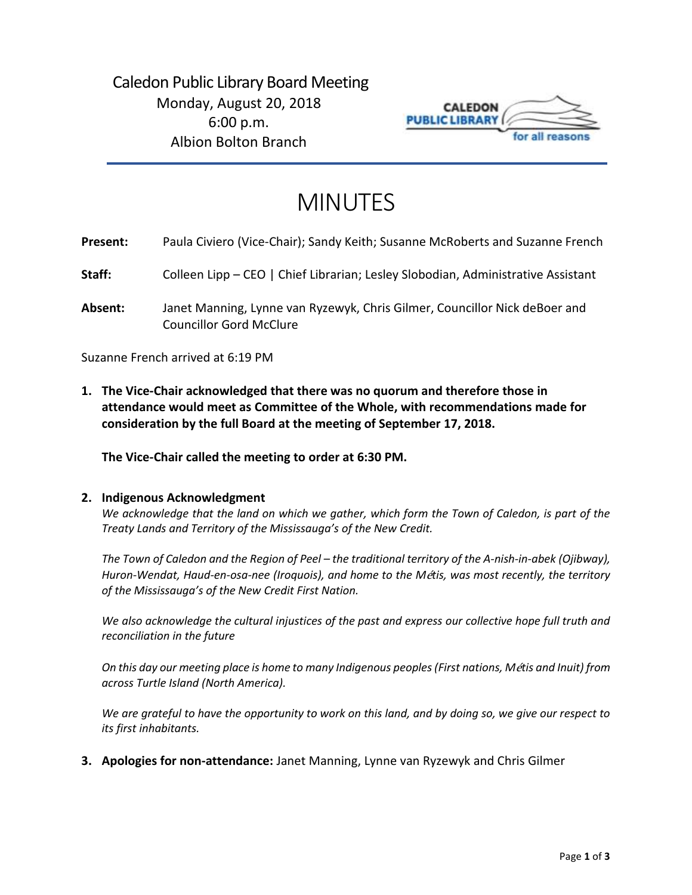# Caledon Public Library Board Meeting

Monday, August 20, 2018
6:00 p.m.
Albion Bolton Branch

# MINUTES

**Present:** Paula Civiero (Vice-Chair); Sandy Keith; Susanne McRoberts and Suzanne French

**Staff:** Colleen Lipp – CEO | Chief Librarian; Lesley Slobodian, Administrative Assistant

**Absent:** Janet Manning, Lynne van Ryzewyk, Chris Gilmer, Councillor Nick deBoer and Councillor Gord McClure

Suzanne French arrived at 6:19 PM

1. **The Vice-Chair acknowledged that there was no quorum and therefore those in attendance would meet as Committee of the Whole, with recommendations made for consideration by the full Board at the meeting of September 17, 2018.**

   **The Vice-Chair called the meeting to order at 6:30 PM.**

2. **Indigenous Acknowledgment**

   *We acknowledge that the land on which we gather, which form the Town of Caledon, is part of the Treaty Lands and Territory of the Mississauga's of the New Credit.*

   *The Town of Caledon and the Region of Peel – the traditional territory of the A-nish-in-abek (Ojibway), Huron-Wendat, Haud-en-osa-nee (Iroquois), and home to the Métis, was most recently, the territory of the Mississauga's of the New Credit First Nation.*

   *We also acknowledge the cultural injustices of the past and express our collective hope full truth and reconciliation in the future*

   *On this day our meeting place is home to many Indigenous peoples (First nations, Métis and Inuit) from across Turtle Island (North America).*

   *We are grateful to have the opportunity to work on this land, and by doing so, we give our respect to its first inhabitants.*

3. **Apologies for non-attendance:** Janet Manning, Lynne van Ryzewyk and Chris Gilmer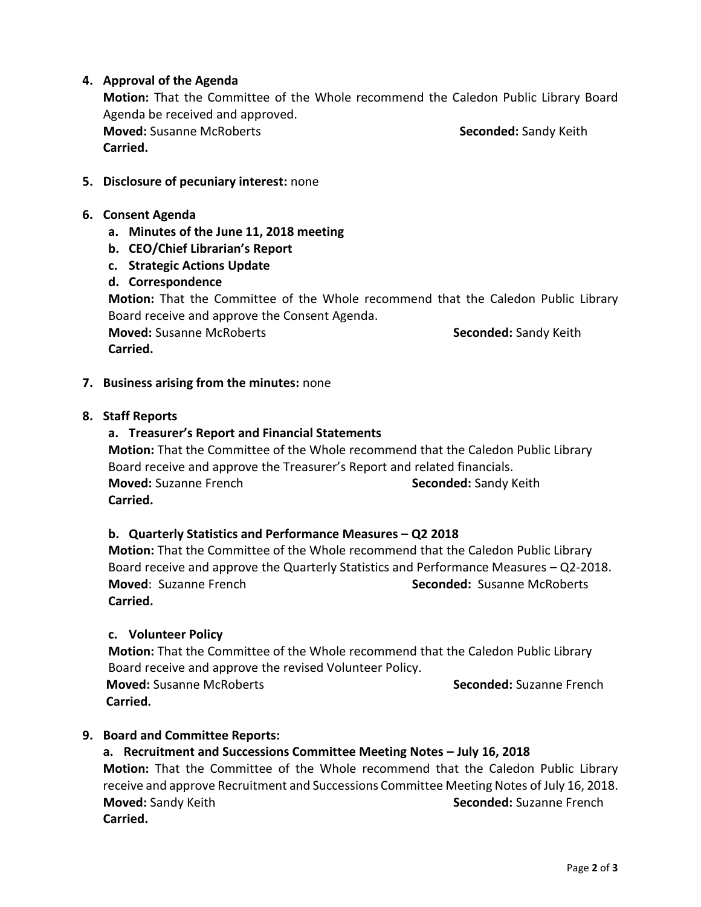4. **Approval of the Agenda**

   **Motion:** That the Committee of the Whole recommend the Caledon Public Library Board Agenda be received and approved.

   **Moved:** Susanne McRoberts **Seconded:** Sandy Keith

   **Carried.**

5. **Disclosure of pecuniary interest:** none

6. **Consent Agenda**
   a. **Minutes of the June 11, 2018 meeting**
   b. **CEO/Chief Librarian's Report**
   c. **Strategic Actions Update**
   d. **Correspondence**

   **Motion:** That the Committee of the Whole recommend that the Caledon Public Library Board receive and approve the Consent Agenda.

   **Moved:** Susanne McRoberts **Seconded:** Sandy Keith

   **Carried.**

7. **Business arising from the minutes:** none

8. **Staff Reports**

   a. **Treasurer's Report and Financial Statements**

   **Motion:** That the Committee of the Whole recommend that the Caledon Public Library Board receive and approve the Treasurer's Report and related financials.

   **Moved:** Suzanne French **Seconded:** Sandy Keith

   **Carried.**

   b. **Quarterly Statistics and Performance Measures – Q2 2018**

   **Motion:** That the Committee of the Whole recommend that the Caledon Public Library Board receive and approve the Quarterly Statistics and Performance Measures – Q2-2018.

   **Moved**: Suzanne French **Seconded:** Susanne McRoberts

   **Carried.**

   c. **Volunteer Policy**

   **Motion:** That the Committee of the Whole recommend that the Caledon Public Library Board receive and approve the revised Volunteer Policy.

   **Moved:** Susanne McRoberts **Seconded:** Suzanne French

   **Carried.**

9. **Board and Committee Reports:**

   a. **Recruitment and Successions Committee Meeting Notes – July 16, 2018**

   **Motion:** That the Committee of the Whole recommend that the Caledon Public Library receive and approve Recruitment and Successions Committee Meeting Notes of July 16, 2018.

   **Moved:** Sandy Keith **Seconded:** Suzanne French

   **Carried.**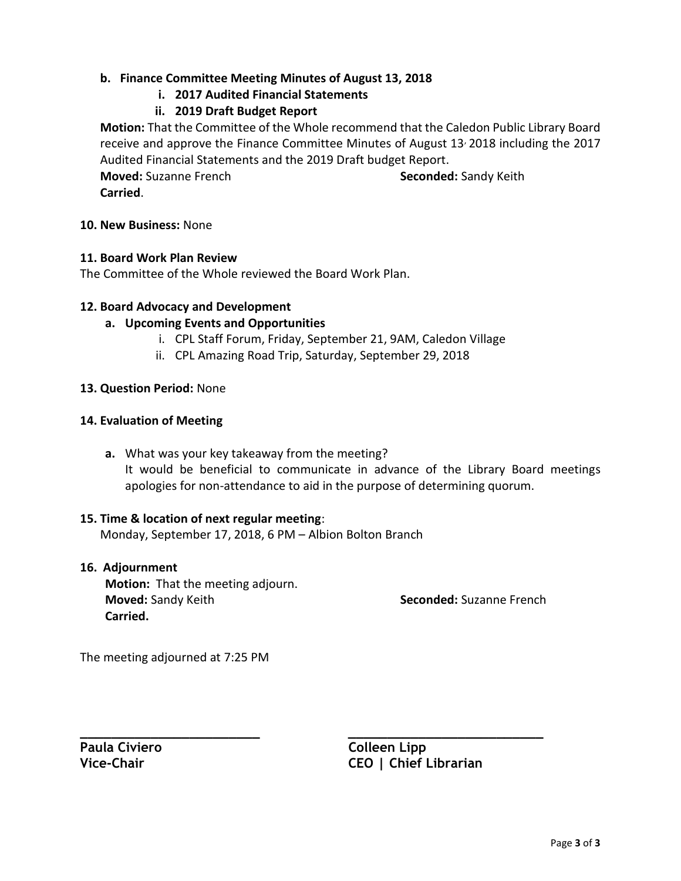**b. Finance Committee Meeting Minutes of August 13, 2018**

**i. 2017 Audited Financial Statements**

**ii. 2019 Draft Budget Report**

**Motion:** That the Committee of the Whole recommend that the Caledon Public Library Board receive and approve the Finance Committee Minutes of August 13, 2018 including the 2017 Audited Financial Statements and the 2019 Draft budget Report.

**Moved:** Suzanne French **Seconded:** Sandy Keith

**Carried**.

**10. New Business:** None

**11. Board Work Plan Review**

The Committee of the Whole reviewed the Board Work Plan.

**12. Board Advocacy and Development**

**a. Upcoming Events and Opportunities**

i. CPL Staff Forum, Friday, September 21, 9AM, Caledon Village

ii. CPL Amazing Road Trip, Saturday, September 29, 2018

**13. Question Period:** None

**14. Evaluation of Meeting**

**a.** What was your key takeaway from the meeting?
It would be beneficial to communicate in advance of the Library Board meetings apologies for non-attendance to aid in the purpose of determining quorum.

**15. Time & location of next regular meeting**:
Monday, September 17, 2018, 6 PM – Albion Bolton Branch

**16. Adjournment**

**Motion:** That the meeting adjourn.

**Moved:** Sandy Keith **Seconded:** Suzanne French

**Carried.**

The meeting adjourned at 7:25 PM

\_\_\_\_\_\_\_\_\_\_\_\_\_\_\_\_\_\_\_\_\_\_\_\_\_\_
**Paula Civiero**
**Vice-Chair**

\_\_\_\_\_\_\_\_\_\_\_\_\_\_\_\_\_\_\_\_\_\_\_\_\_\_
**Colleen Lipp**
**CEO | Chief Librarian**